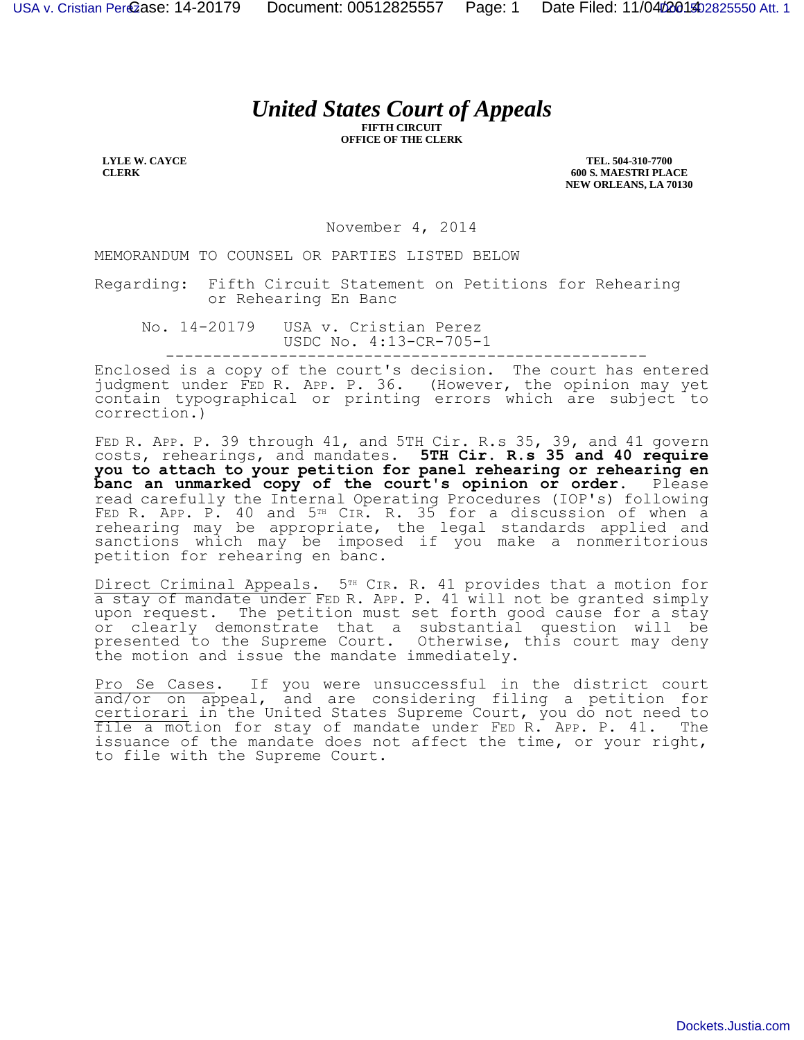# *United States Court of Appeals*

**FIFTH CIRCUIT**
**OFFICE OF THE CLERK**

**LYLE W. CAYCE**
**CLERK**

**TEL. 504-310-7700**
**600 S. MAESTRI PLACE**
**NEW ORLEANS, LA 70130**

November 4, 2014

MEMORANDUM TO COUNSEL OR PARTIES LISTED BELOW

Regarding: Fifth Circuit Statement on Petitions for Rehearing or Rehearing En Banc

No. 14-20179 USA v. Cristian Perez
USDC No. 4:13-CR-705-1

---

Enclosed is a copy of the court's decision. The court has entered judgment under FED R. APP. P. 36. (However, the opinion may yet contain typographical or printing errors which are subject to correction.)

FED R. APP. P. 39 through 41, and 5TH Cir. R.s 35, 39, and 41 govern costs, rehearings, and mandates. **5TH Cir. R.s 35 and 40 require you to attach to your petition for panel rehearing or rehearing en banc an unmarked copy of the court's opinion or order.** Please read carefully the Internal Operating Procedures (IOP's) following FED R. APP. P. 40 and 5TH CIR. R. 35 for a discussion of when a rehearing may be appropriate, the legal standards applied and sanctions which may be imposed if you make a nonmeritorious petition for rehearing en banc.

Direct Criminal Appeals. 5TH CIR. R. 41 provides that a motion for a stay of mandate under FED R. APP. P. 41 will not be granted simply upon request. The petition must set forth good cause for a stay or clearly demonstrate that a substantial question will be presented to the Supreme Court. Otherwise, this court may deny the motion and issue the mandate immediately.

Pro Se Cases. If you were unsuccessful in the district court and/or on appeal, and are considering filing a petition for certiorari in the United States Supreme Court, you do not need to file a motion for stay of mandate under FED R. APP. P. 41. The issuance of the mandate does not affect the time, or your right, to file with the Supreme Court.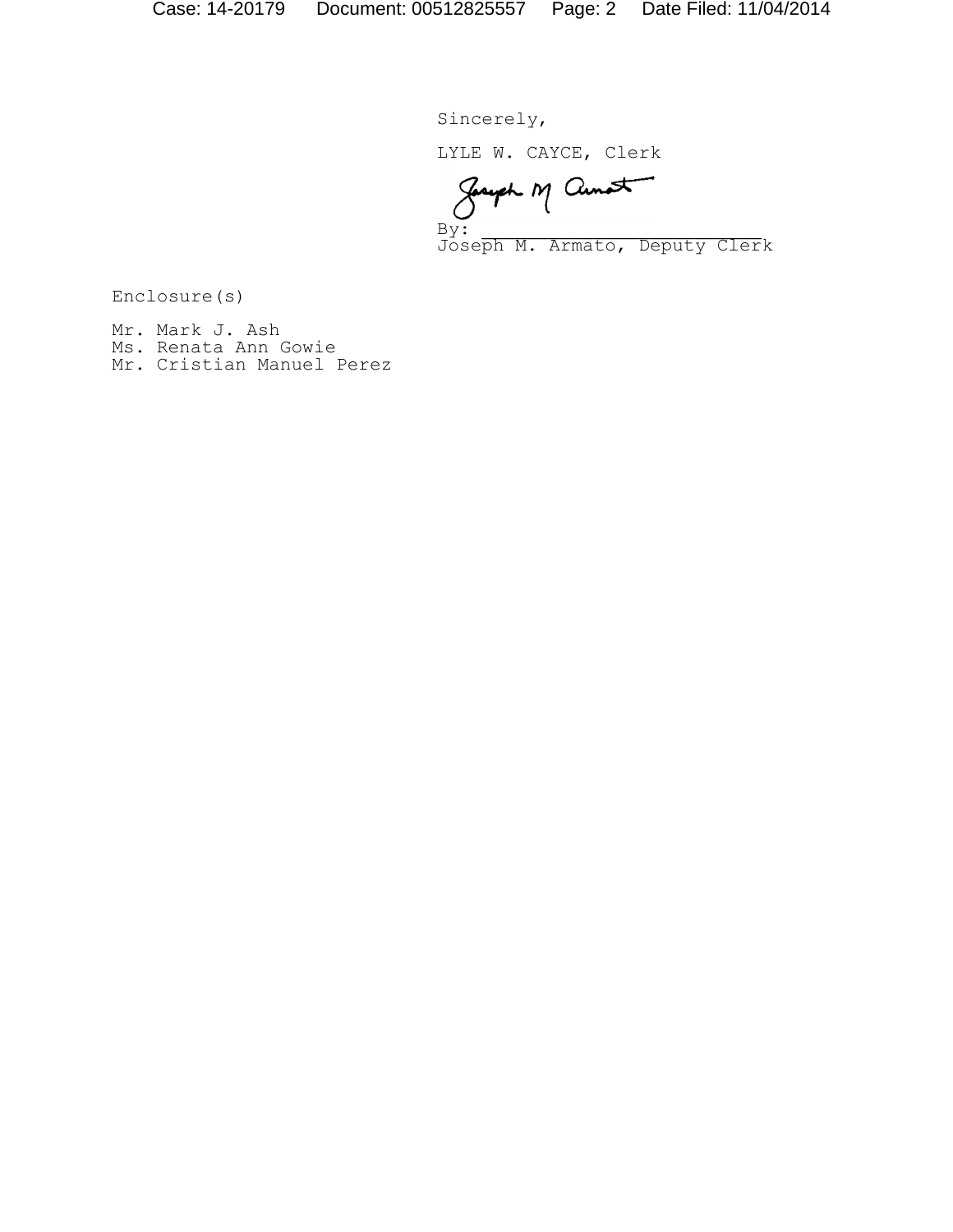Sincerely,

LYLE W. CAYCE, Clerk

By: \_\_\_\_\_\_\_\_\_\_\_\_\_\_\_\_\_\_\_\_\_\_\_\_\_
Joseph M. Armato, Deputy Clerk

Enclosure(s)

Mr. Mark J. Ash
Ms. Renata Ann Gowie
Mr. Cristian Manuel Perez